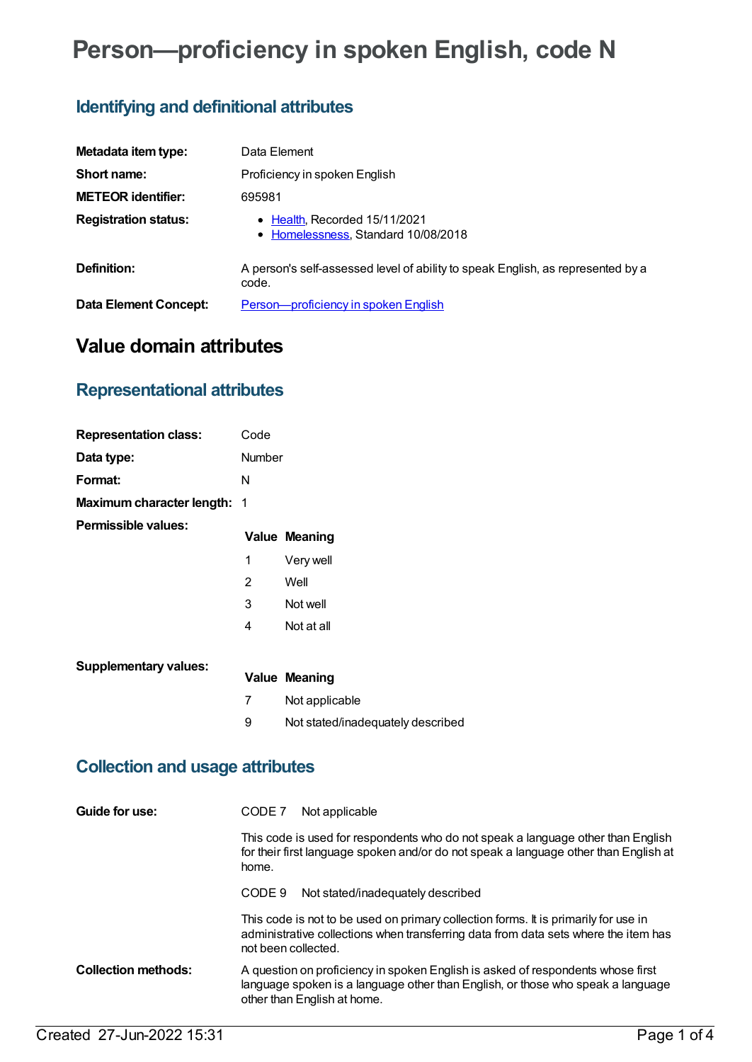# Person—proficiency in spoken English, code N

## Identifying and definitional attributes

| | |
|---|---|
| **Metadata item type:** | Data Element |
| **Short name:** | Proficiency in spoken English |
| **METEOR identifier:** | 695981 |
| **Registration status:** | • Health, Recorded 15/11/2021<br>• Homelessness, Standard 10/08/2018 |
| **Definition:** | A person's self-assessed level of ability to speak English, as represented by a code. |
| **Data Element Concept:** | Person—proficiency in spoken English |

# Value domain attributes

## Representational attributes

| | |
|---|---|
| **Representation class:** | Code |
| **Data type:** | Number |
| **Format:** | N |
| **Maximum character length:** | 1 |

**Permissible values:**

| Value | Meaning |
|---|---|
| 1 | Very well |
| 2 | Well |
| 3 | Not well |
| 4 | Not at all |

**Supplementary values:**

| Value | Meaning |
|---|---|
| 7 | Not applicable |
| 9 | Not stated/inadequately described |

## Collection and usage attributes

**Guide for use:**

CODE 7 Not applicable

This code is used for respondents who do not speak a language other than English for their first language spoken and/or do not speak a language other than English at home.

CODE 9 Not stated/inadequately described

This code is not to be used on primary collection forms. It is primarily for use in administrative collections when transferring data from data sets where the item has not been collected.

**Collection methods:**

A question on proficiency in spoken English is asked of respondents whose first language spoken is a language other than English, or those who speak a language other than English at home.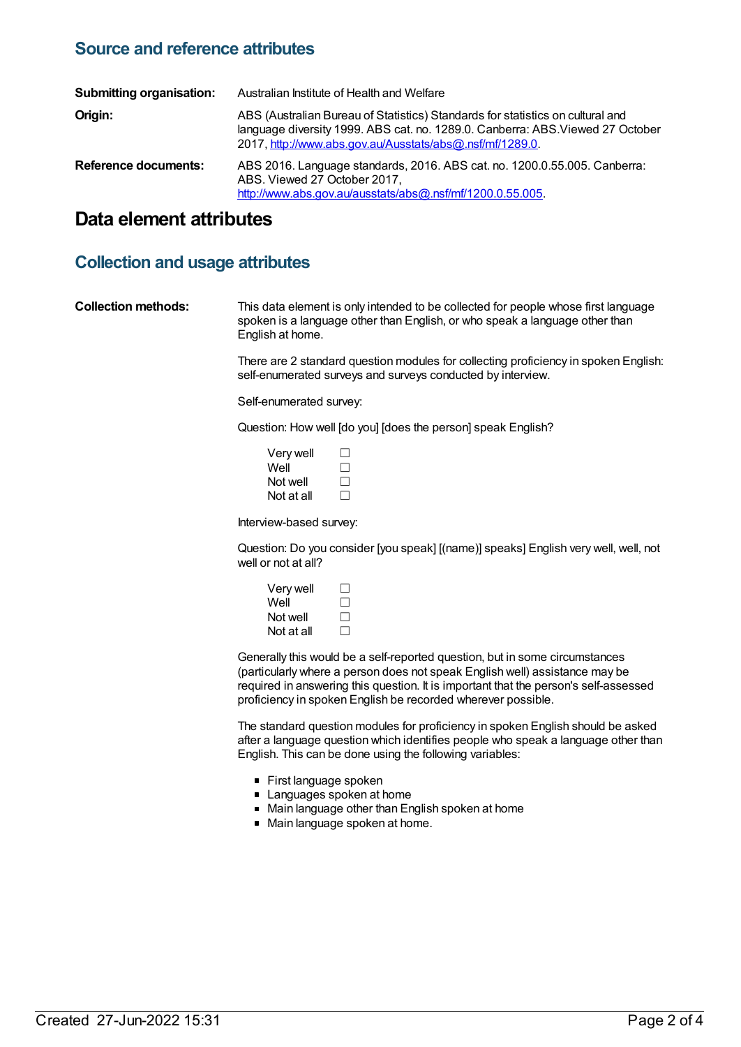## Source and reference attributes

**Submitting organisation:** Australian Institute of Health and Welfare

**Origin:** ABS (Australian Bureau of Statistics) Standards for statistics on cultural and language diversity 1999. ABS cat. no. 1289.0. Canberra: ABS.Viewed 27 October 2017, http://www.abs.gov.au/Ausstats/abs@.nsf/mf/1289.0.

**Reference documents:** ABS 2016. Language standards, 2016. ABS cat. no. 1200.0.55.005. Canberra: ABS. Viewed 27 October 2017, http://www.abs.gov.au/ausstats/abs@.nsf/mf/1200.0.55.005.

# Data element attributes

## Collection and usage attributes

**Collection methods:**

This data element is only intended to be collected for people whose first language spoken is a language other than English, or who speak a language other than English at home.

There are 2 standard question modules for collecting proficiency in spoken English: self-enumerated surveys and surveys conducted by interview.

Self-enumerated survey:

Question: How well [do you] [does the person] speak English?

- Very well ☐
- Well ☐
- Not well ☐
- Not at all ☐

Interview-based survey:

Question: Do you consider [you speak] [(name)] speaks] English very well, well, not well or not at all?

- Very well ☐
- Well ☐
- Not well ☐
- Not at all ☐

Generally this would be a self-reported question, but in some circumstances (particularly where a person does not speak English well) assistance may be required in answering this question. It is important that the person's self-assessed proficiency in spoken English be recorded wherever possible.

The standard question modules for proficiency in spoken English should be asked after a language question which identifies people who speak a language other than English. This can be done using the following variables:

- First language spoken
- Languages spoken at home
- Main language other than English spoken at home
- Main language spoken at home.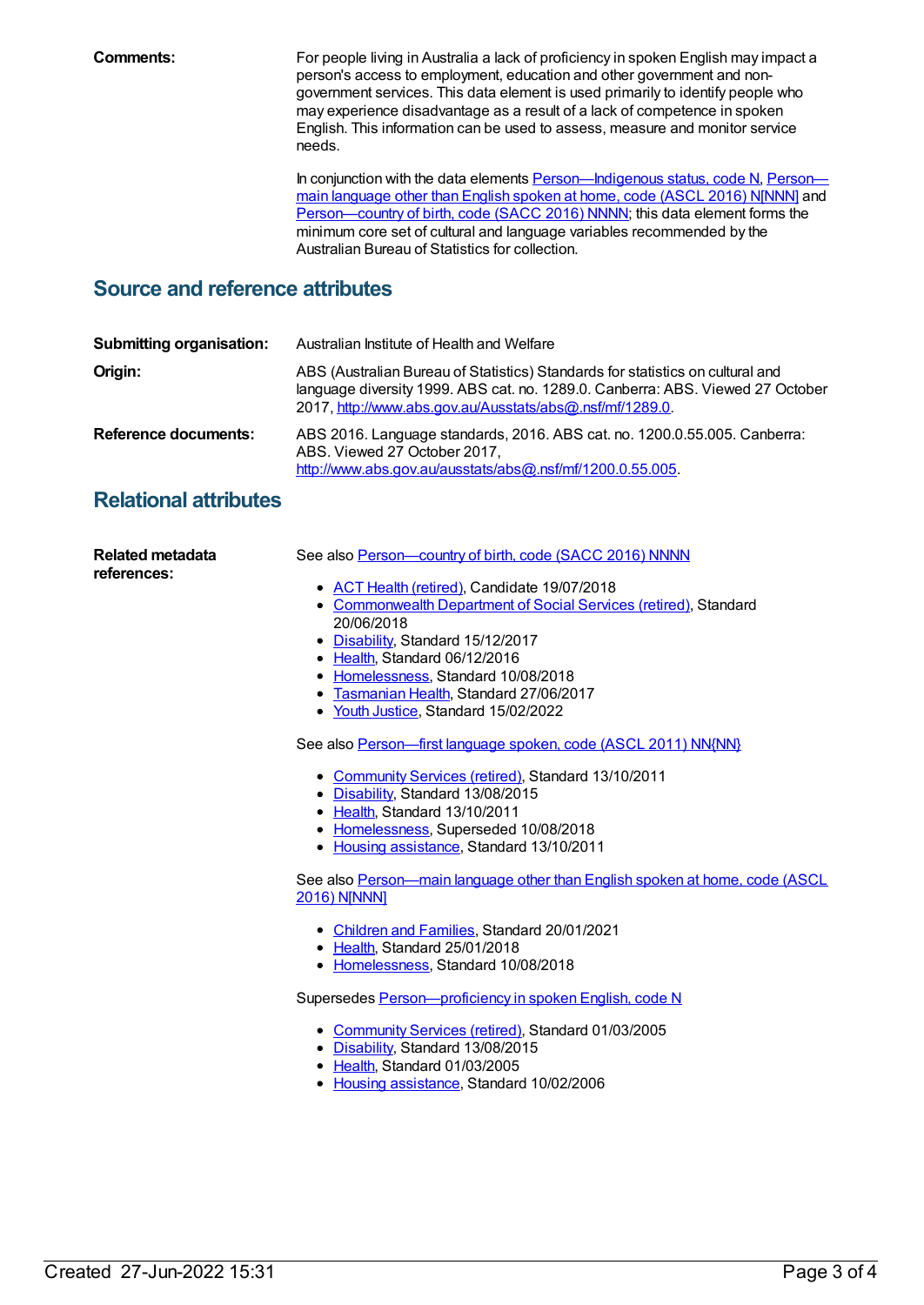**Comments:**

For people living in Australia a lack of proficiency in spoken English may impact a person's access to employment, education and other government and non-government services. This data element is used primarily to identify people who may experience disadvantage as a result of a lack of competence in spoken English. This information can be used to assess, measure and monitor service needs.

In conjunction with the data elements Person—Indigenous status, code N, Person—main language other than English spoken at home, code (ASCL 2016) N[NNN] and Person—country of birth, code (SACC 2016) NNNN; this data element forms the minimum core set of cultural and language variables recommended by the Australian Bureau of Statistics for collection.

## Source and reference attributes

**Submitting organisation:** Australian Institute of Health and Welfare

**Origin:** ABS (Australian Bureau of Statistics) Standards for statistics on cultural and language diversity 1999. ABS cat. no. 1289.0. Canberra: ABS. Viewed 27 October 2017, http://www.abs.gov.au/Ausstats/abs@.nsf/mf/1289.0.

**Reference documents:** ABS 2016. Language standards, 2016. ABS cat. no. 1200.0.55.005. Canberra: ABS. Viewed 27 October 2017, http://www.abs.gov.au/ausstats/abs@.nsf/mf/1200.0.55.005.

## Relational attributes

**Related metadata references:**

See also Person—country of birth, code (SACC 2016) NNNN

- ACT Health (retired), Candidate 19/07/2018
- Commonwealth Department of Social Services (retired), Standard 20/06/2018
- Disability, Standard 15/12/2017
- Health, Standard 06/12/2016
- Homelessness, Standard 10/08/2018
- Tasmanian Health, Standard 27/06/2017
- Youth Justice, Standard 15/02/2022

See also Person—first language spoken, code (ASCL 2011) NN{NN}

- Community Services (retired), Standard 13/10/2011
- Disability, Standard 13/08/2015
- Health, Standard 13/10/2011
- Homelessness, Superseded 10/08/2018
- Housing assistance, Standard 13/10/2011

See also Person—main language other than English spoken at home, code (ASCL 2016) N[NNN]

- Children and Families, Standard 20/01/2021
- Health, Standard 25/01/2018
- Homelessness, Standard 10/08/2018

Supersedes Person—proficiency in spoken English, code N

- Community Services (retired), Standard 01/03/2005
- Disability, Standard 13/08/2015
- Health, Standard 01/03/2005
- Housing assistance, Standard 10/02/2006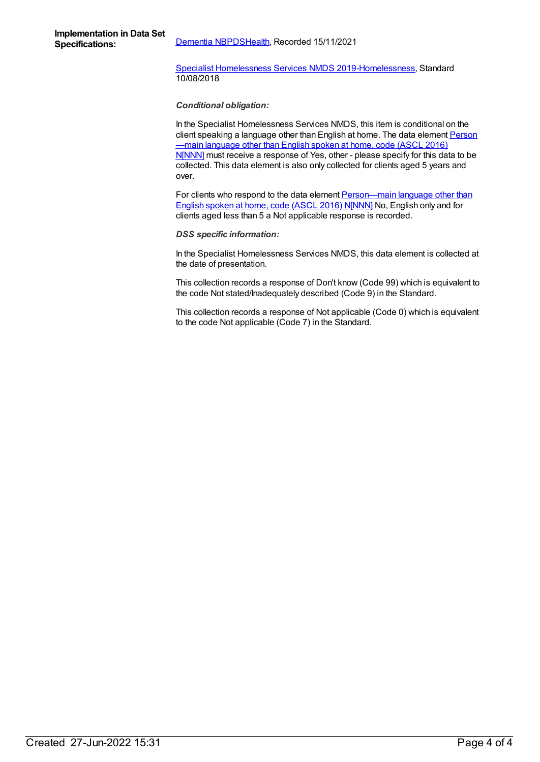**Implementation in Data Set Specifications:**

Dementia NBPDSHealth, Recorded 15/11/2021

Specialist Homelessness Services NMDS 2019-Homelessness, Standard 10/08/2018

*Conditional obligation:*

In the Specialist Homelessness Services NMDS, this item is conditional on the client speaking a language other than English at home. The data element Person—main language other than English spoken at home, code (ASCL 2016) N[NNN] must receive a response of Yes, other - please specify for this data to be collected. This data element is also only collected for clients aged 5 years and over.

For clients who respond to the data element Person—main language other than English spoken at home, code (ASCL 2016) N[NNN] No, English only and for clients aged less than 5 a Not applicable response is recorded.

*DSS specific information:*

In the Specialist Homelessness Services NMDS, this data element is collected at the date of presentation.

This collection records a response of Don't know (Code 99) which is equivalent to the code Not stated/Inadequately described (Code 9) in the Standard.

This collection records a response of Not applicable (Code 0) which is equivalent to the code Not applicable (Code 7) in the Standard.